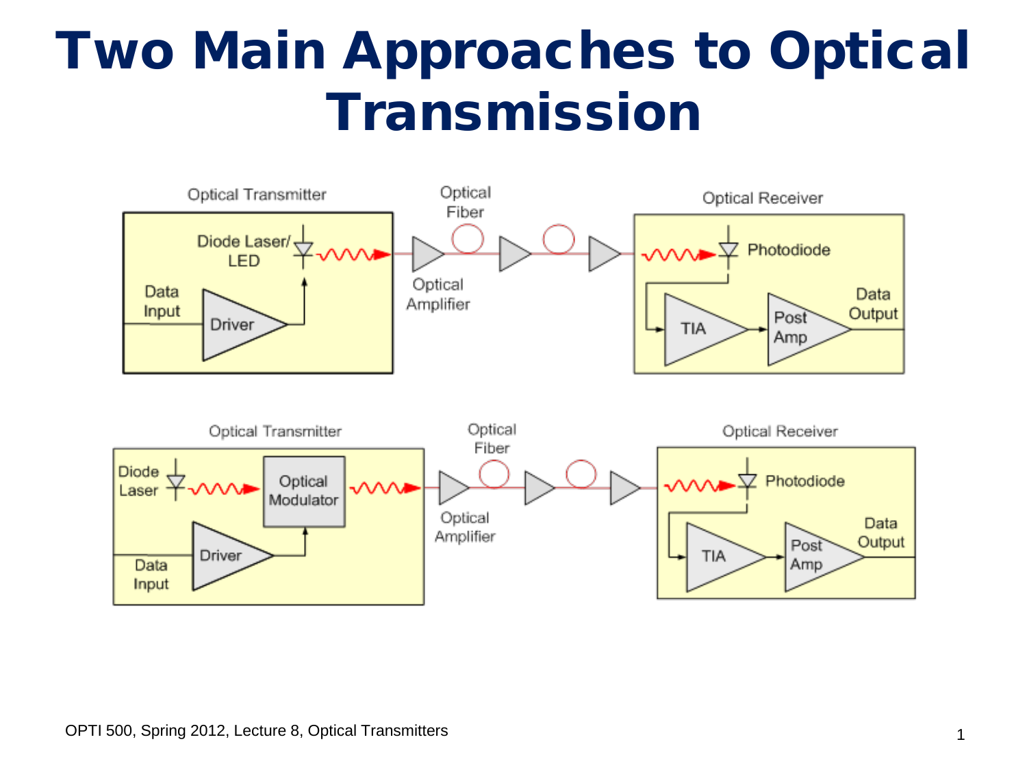# Two Main Approaches to Optical Transmission

Optical Transmitter

Diode Laser/ LED

Data Input

Driver

Optical Fiber

Optical Amplifier

Optical Receiver

Photodiode

TIA

Post Amp

Data Output

Optical Transmitter

Diode Laser

Optical Modulator

Driver

Data Input

Optical Fiber

Optical Amplifier

Optical Receiver

Photodiode

TIA

Post Amp

Data Output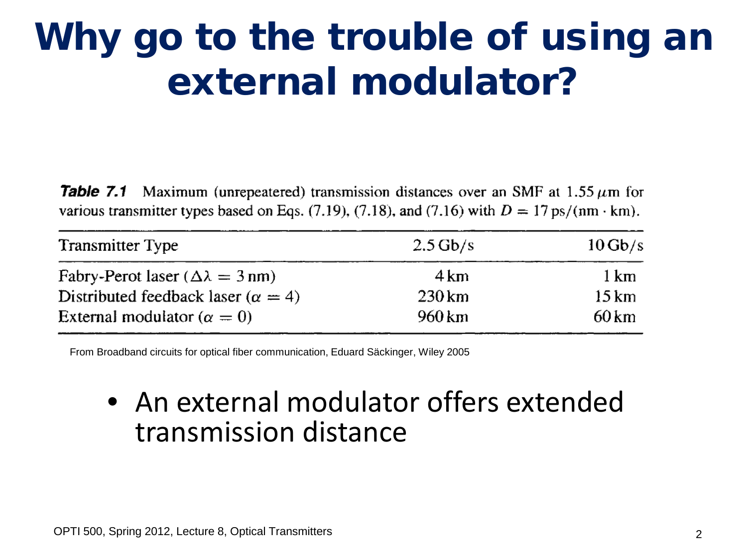# Why go to the trouble of using an external modulator?

***Table 7.1*** Maximum (unrepeatered) transmission distances over an SMF at 1.55 $\mu$m for various transmitter types based on Eqs. (7.19), (7.18), and (7.16) with $D = 17$ ps/(nm · km).

| Transmitter Type | 2.5 Gb/s | 10 Gb/s |
|---|---|---|
| Fabry-Perot laser ($\Delta\lambda = 3$ nm) | 4 km | 1 km |
| Distributed feedback laser ($\alpha = 4$) | 230 km | 15 km |
| External modulator ($\alpha = 0$) | 960 km | 60 km |

From Broadband circuits for optical fiber communication, Eduard Säckinger, Wiley 2005

- An external modulator offers extended transmission distance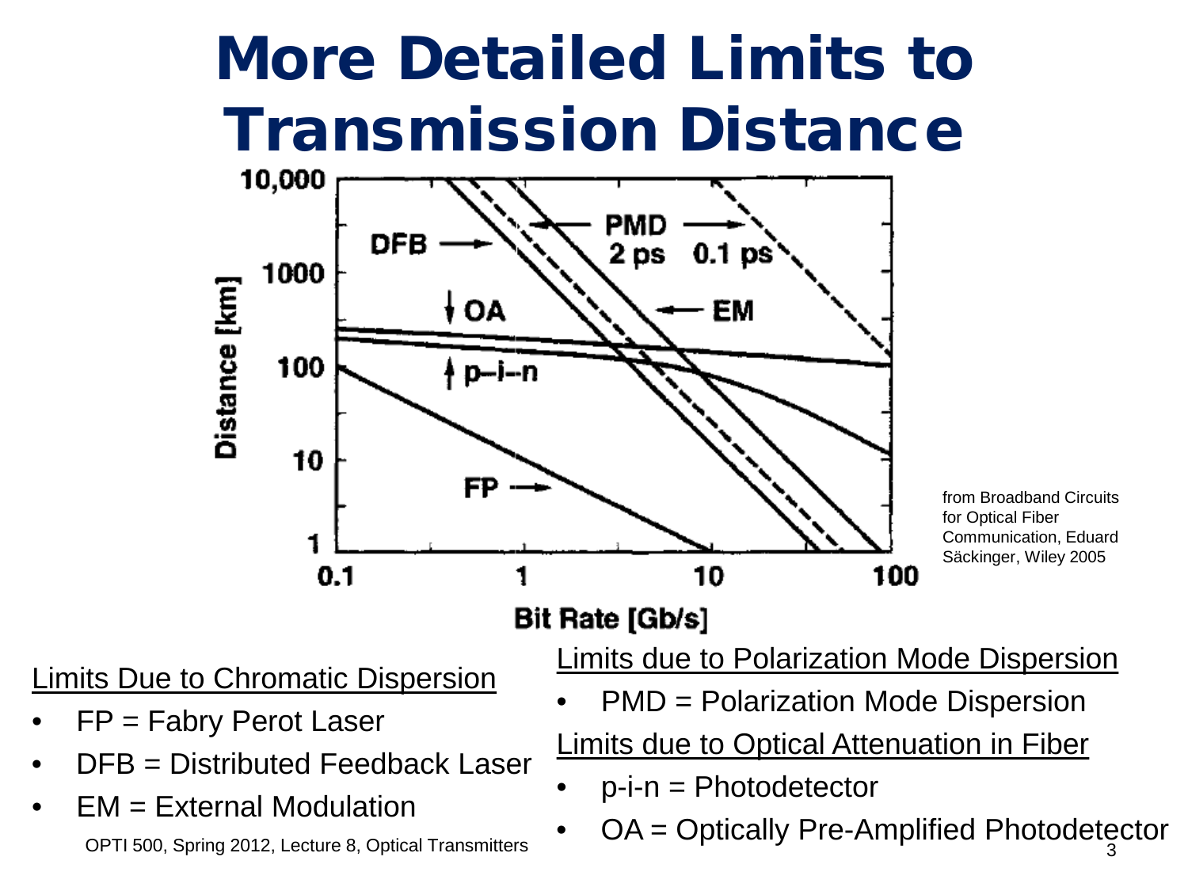# More Detailed Limits to Transmission Distance

from Broadband Circuits for Optical Fiber Communication, Eduard Säckinger, Wiley 2005

Limits Due to Chromatic Dispersion

- FP = Fabry Perot Laser
- DFB = Distributed Feedback Laser
- EM = External Modulation

Limits due to Polarization Mode Dispersion

- PMD = Polarization Mode Dispersion

Limits due to Optical Attenuation in Fiber

- p-i-n = Photodetector
- OA = Optically Pre-Amplified Photodetector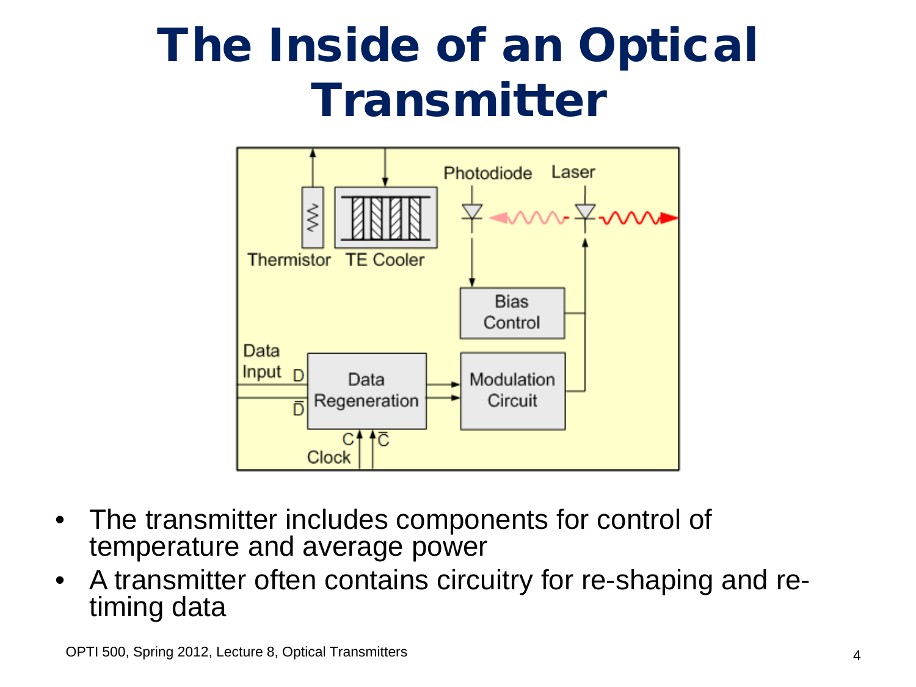# The Inside of an Optical Transmitter

- The transmitter includes components for control of temperature and average power
- A transmitter often contains circuitry for re-shaping and re-timing data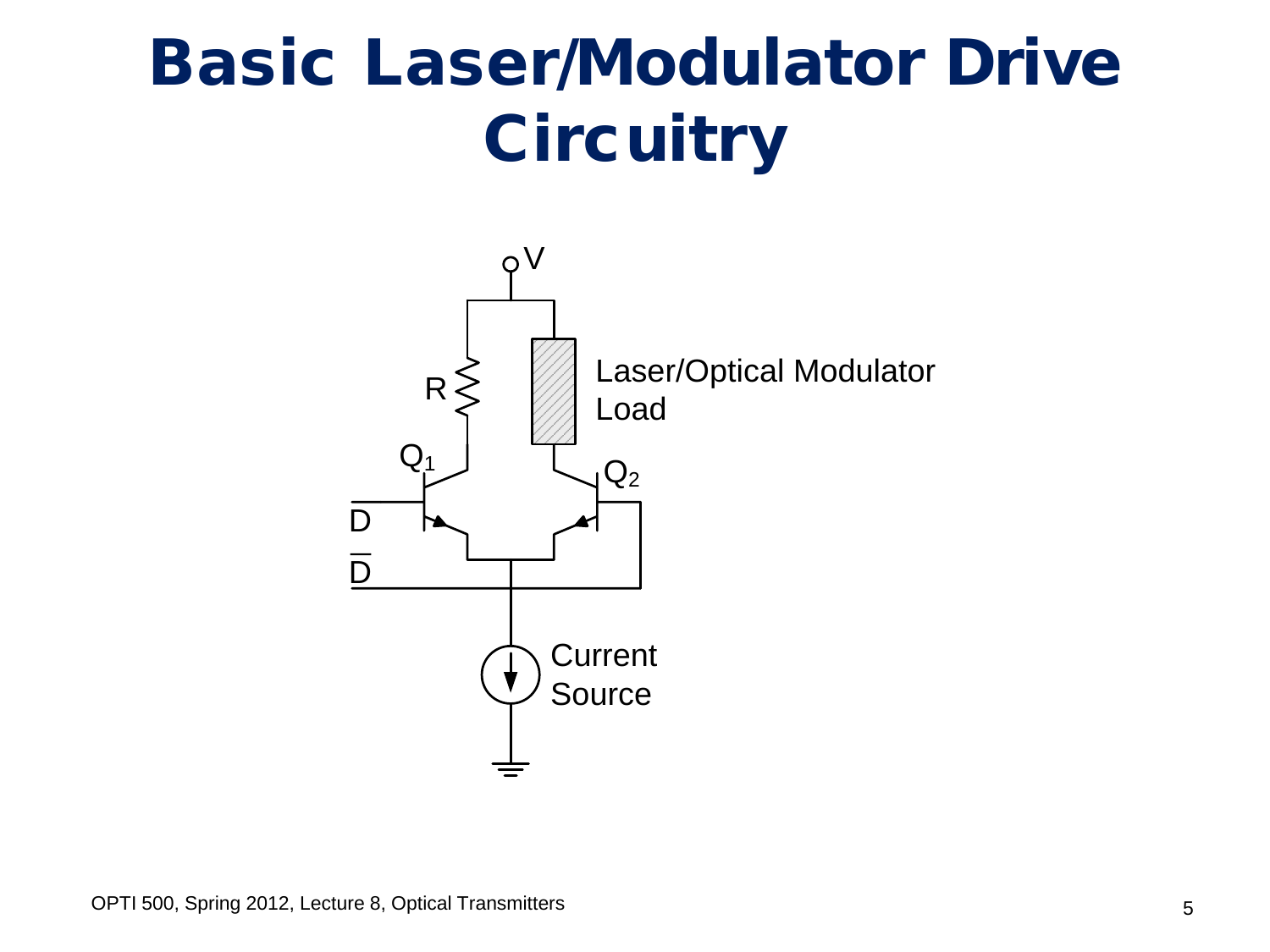# Basic Laser/Modulator Drive Circuitry

V

R

Laser/Optical Modulator Load

$Q_1$

$Q_2$

D

$\overline{D}$

Current Source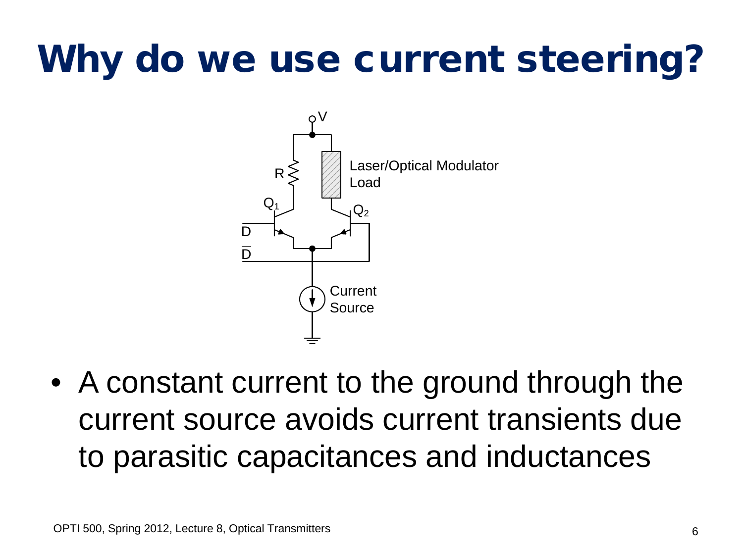# Why do we use current steering?

- A constant current to the ground through the current source avoids current transients due to parasitic capacitances and inductances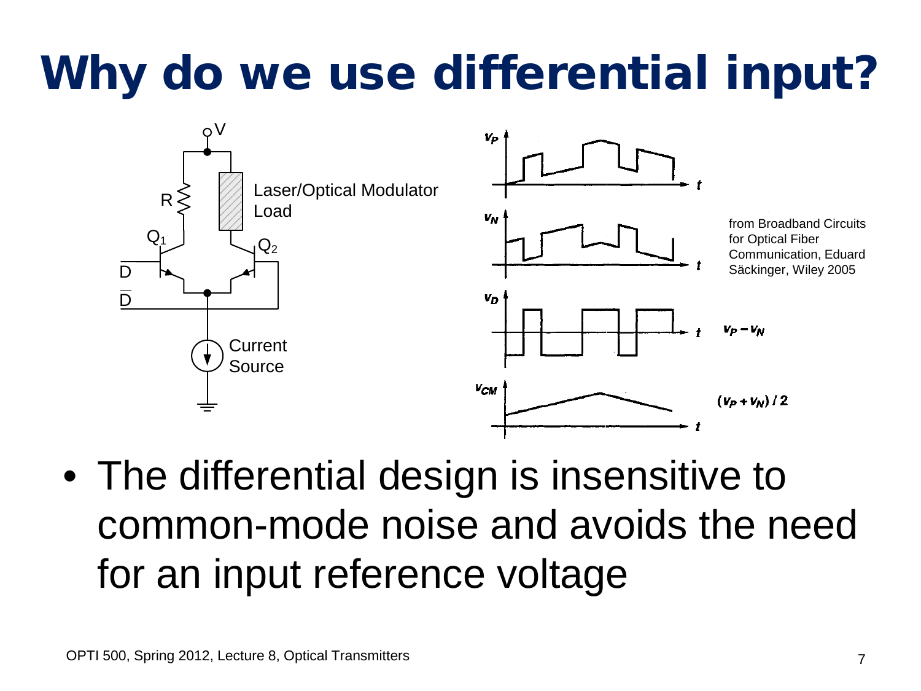# Why do we use differential input?

V

R

Laser/Optical Modulator Load

$Q_1$

$Q_2$

D

$\overline{D}$

Current Source

$v_P$

$v_N$

$v_D$ $\quad v_P - v_N$

$v_{CM}$ $\quad (v_P + v_N)/2$

from Broadband Circuits for Optical Fiber Communication, Eduard Säckinger, Wiley 2005

- The differential design is insensitive to common-mode noise and avoids the need for an input reference voltage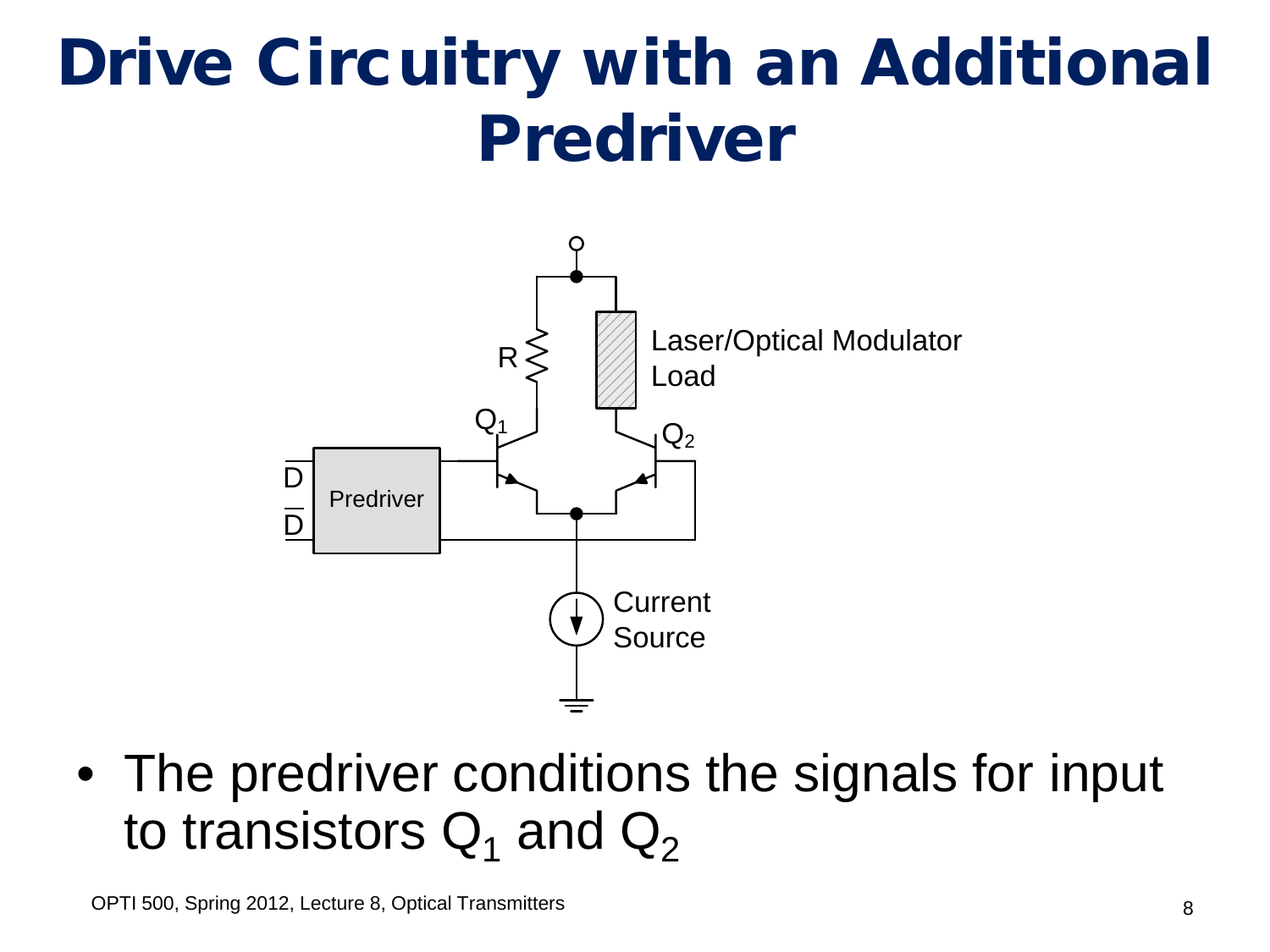# Drive Circuitry with an Additional Predriver

- The predriver conditions the signals for input to transistors $Q_1$ and $Q_2$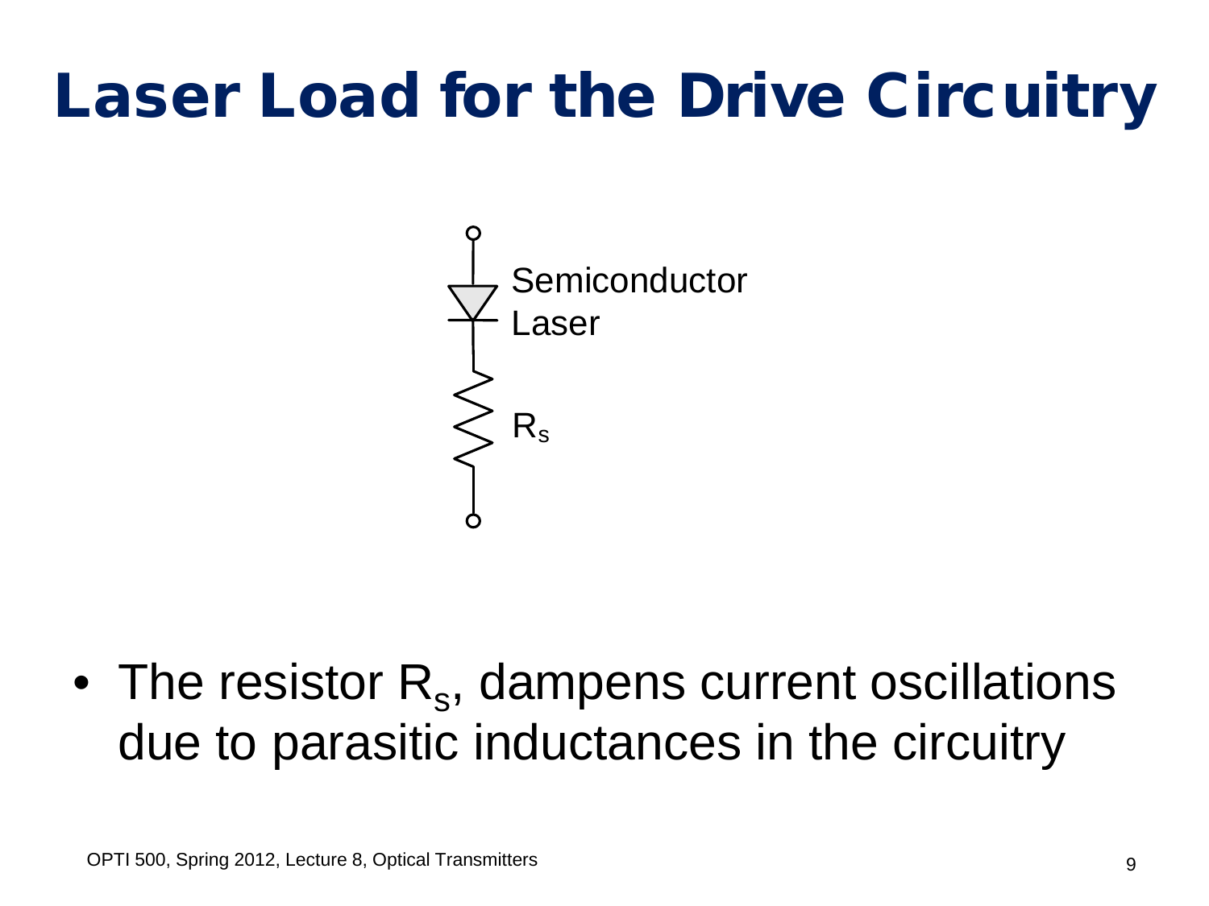# Laser Load for the Drive Circuitry

Semiconductor Laser

$R_s$

- The resistor $R_s$, dampens current oscillations due to parasitic inductances in the circuitry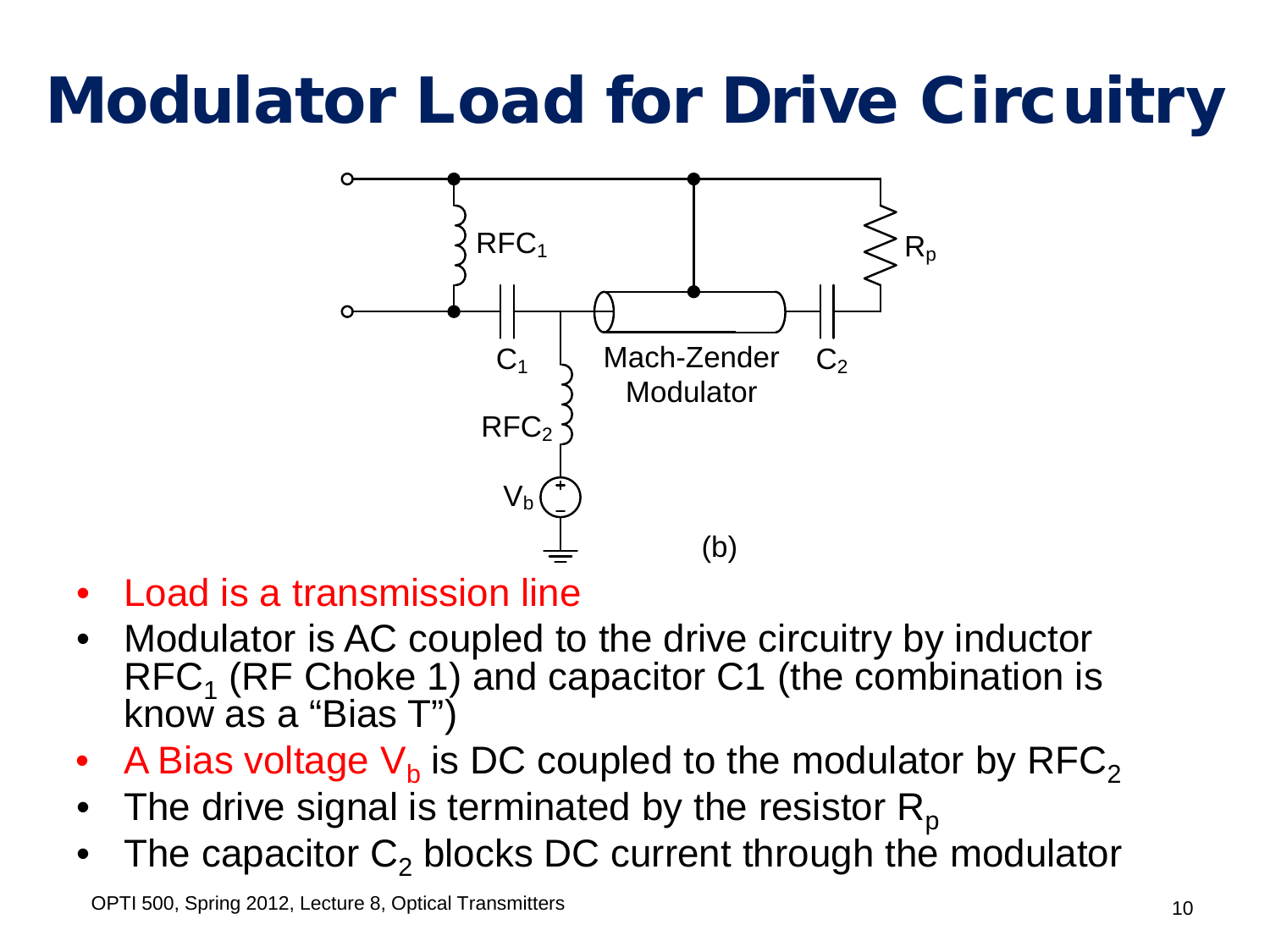# Modulator Load for Drive Circuitry

RFC$_1$

R$_p$

C$_1$

Mach-Zender Modulator

C$_2$

RFC$_2$

V$_b$

(b)

- Load is a transmission line
- Modulator is AC coupled to the drive circuitry by inductor RFC$_1$ (RF Choke 1) and capacitor C1 (the combination is know as a “Bias T”)
- A Bias voltage $V_b$ is DC coupled to the modulator by RFC$_2$
- The drive signal is terminated by the resistor $R_p$
- The capacitor $C_2$ blocks DC current through the modulator

OPTI 500, Spring 2012, Lecture 8, Optical Transmitters